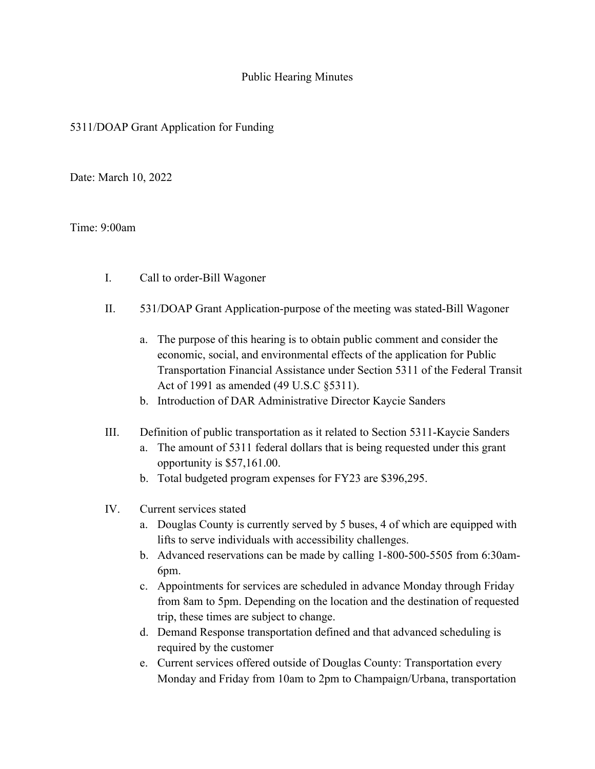# Public Hearing Minutes

5311/DOAP Grant Application for Funding

Date: March 10, 2022

Time: 9:00am

I. Call to order-Bill Wagoner

II. 531/DOAP Grant Application-purpose of the meeting was stated-Bill Wagoner

   a. The purpose of this hearing is to obtain public comment and consider the economic, social, and environmental effects of the application for Public Transportation Financial Assistance under Section 5311 of the Federal Transit Act of 1991 as amended (49 U.S.C §5311).
   b. Introduction of DAR Administrative Director Kaycie Sanders

III. Definition of public transportation as it related to Section 5311-Kaycie Sanders

   a. The amount of 5311 federal dollars that is being requested under this grant opportunity is $57,161.00.
   b. Total budgeted program expenses for FY23 are $396,295.

IV. Current services stated

   a. Douglas County is currently served by 5 buses, 4 of which are equipped with lifts to serve individuals with accessibility challenges.
   b. Advanced reservations can be made by calling 1-800-500-5505 from 6:30am-6pm.
   c. Appointments for services are scheduled in advance Monday through Friday from 8am to 5pm. Depending on the location and the destination of requested trip, these times are subject to change.
   d. Demand Response transportation defined and that advanced scheduling is required by the customer
   e. Current services offered outside of Douglas County: Transportation every Monday and Friday from 10am to 2pm to Champaign/Urbana, transportation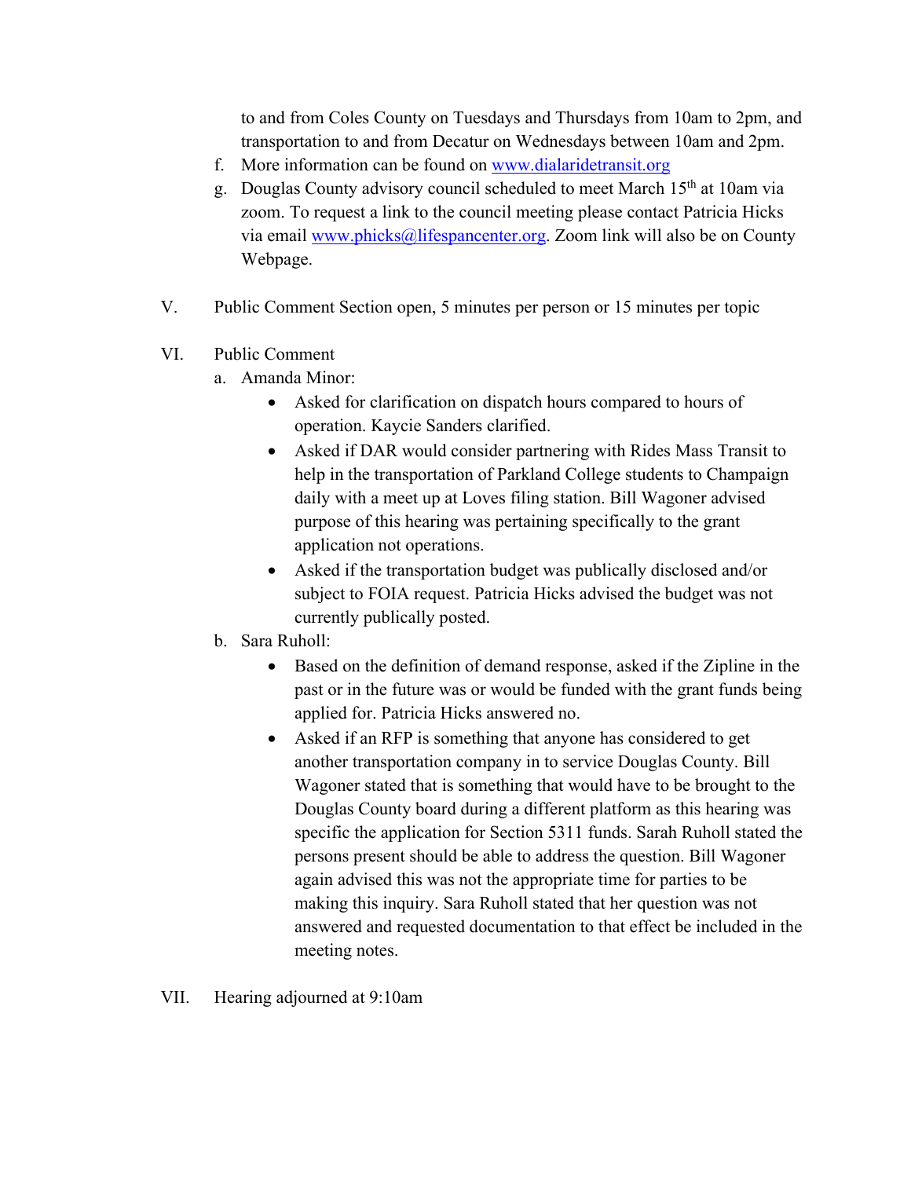to and from Coles County on Tuesdays and Thursdays from 10am to 2pm, and transportation to and from Decatur on Wednesdays between 10am and 2pm.

f. More information can be found on www.dialaridetransit.org

g. Douglas County advisory council scheduled to meet March 15th at 10am via zoom. To request a link to the council meeting please contact Patricia Hicks via email www.phicks@lifespancenter.org. Zoom link will also be on County Webpage.

V. Public Comment Section open, 5 minutes per person or 15 minutes per topic

VI. Public Comment

a. Amanda Minor:
   - Asked for clarification on dispatch hours compared to hours of operation. Kaycie Sanders clarified.
   - Asked if DAR would consider partnering with Rides Mass Transit to help in the transportation of Parkland College students to Champaign daily with a meet up at Loves filing station. Bill Wagoner advised purpose of this hearing was pertaining specifically to the grant application not operations.
   - Asked if the transportation budget was publically disclosed and/or subject to FOIA request. Patricia Hicks advised the budget was not currently publically posted.

b. Sara Ruholl:
   - Based on the definition of demand response, asked if the Zipline in the past or in the future was or would be funded with the grant funds being applied for. Patricia Hicks answered no.
   - Asked if an RFP is something that anyone has considered to get another transportation company in to service Douglas County. Bill Wagoner stated that is something that would have to be brought to the Douglas County board during a different platform as this hearing was specific the application for Section 5311 funds. Sarah Ruholl stated the persons present should be able to address the question. Bill Wagoner again advised this was not the appropriate time for parties to be making this inquiry. Sara Ruholl stated that her question was not answered and requested documentation to that effect be included in the meeting notes.

VII. Hearing adjourned at 9:10am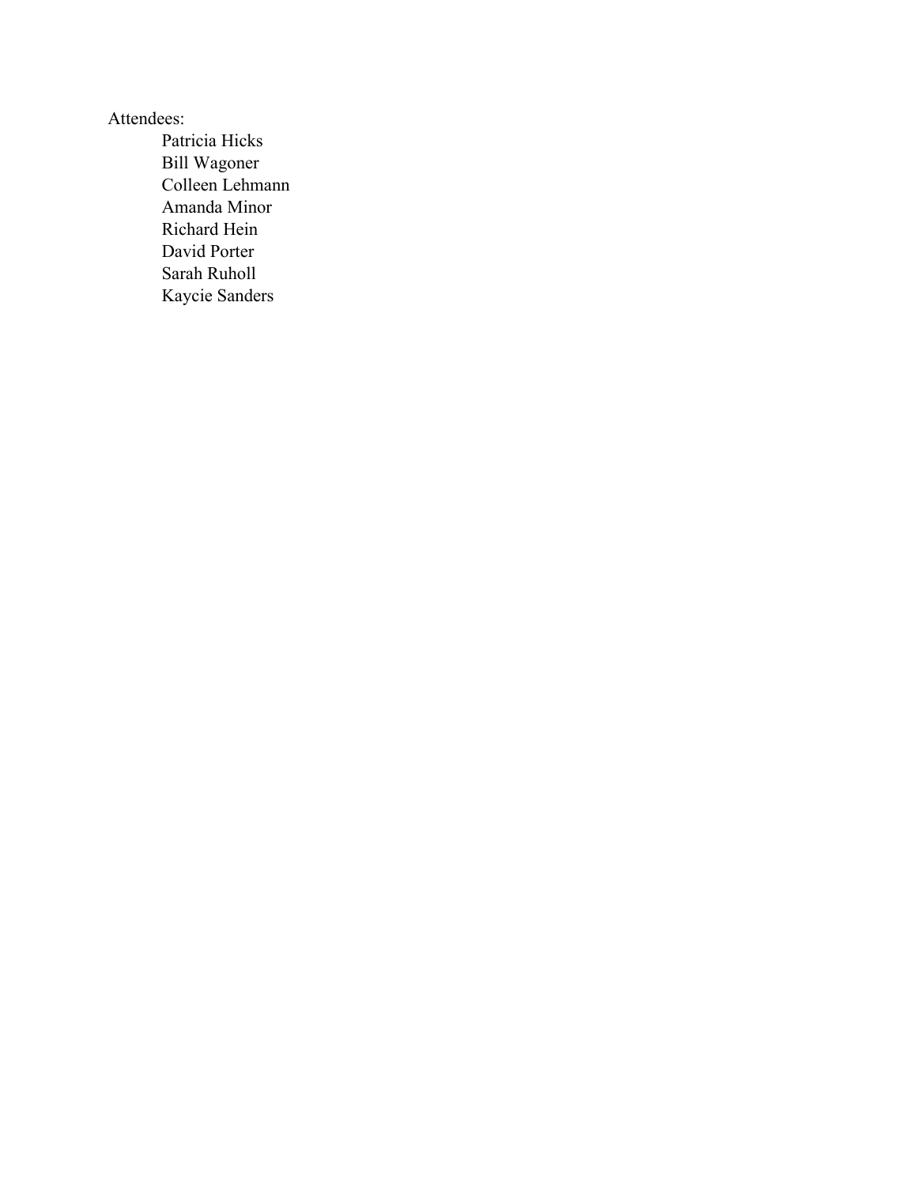Attendees:

- Patricia Hicks
- Bill Wagoner
- Colleen Lehmann
- Amanda Minor
- Richard Hein
- David Porter
- Sarah Ruholl
- Kaycie Sanders